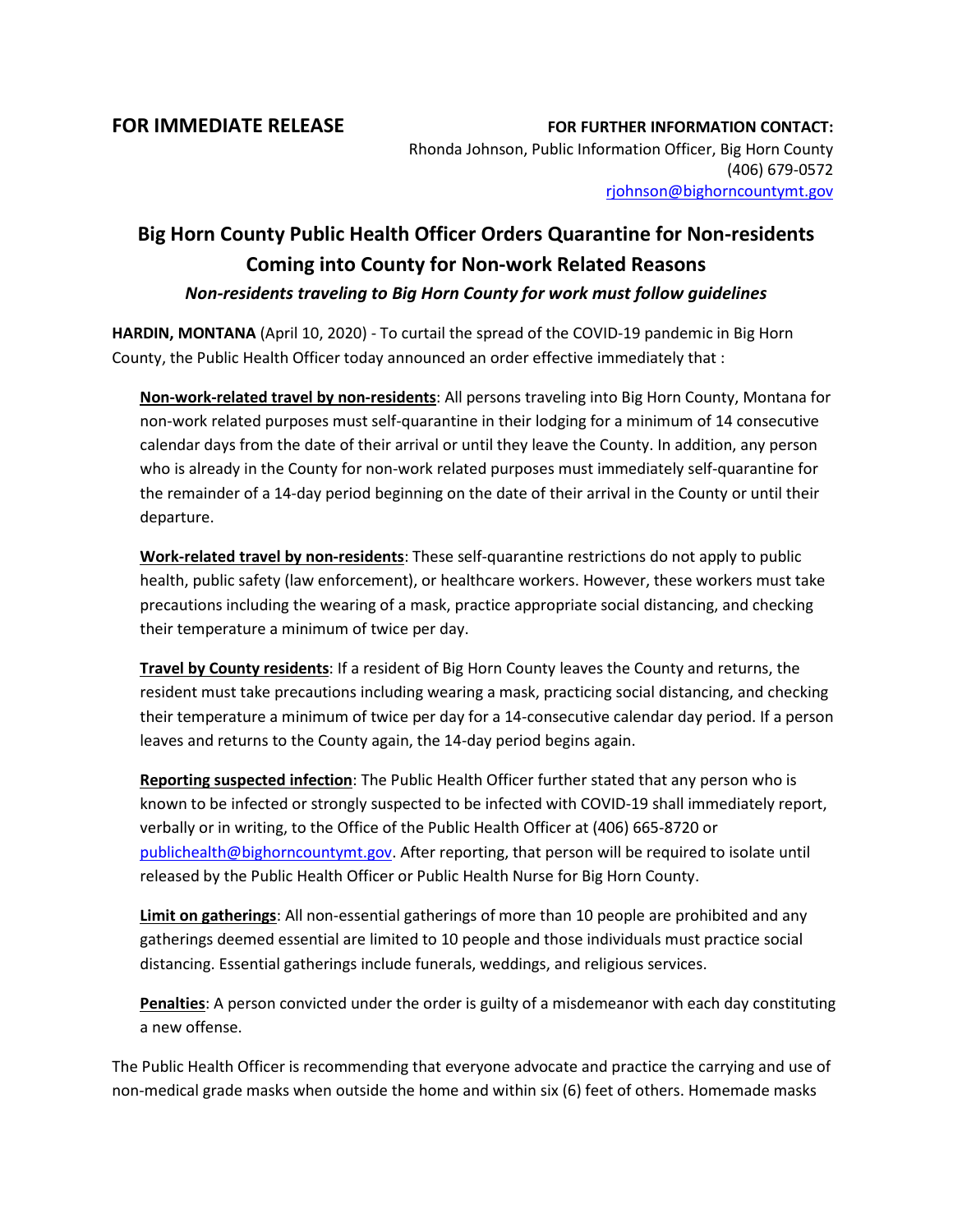**FOR IMMEDIATE RELEASE**

**FOR FURTHER INFORMATION CONTACT:**
Rhonda Johnson, Public Information Officer, Big Horn County
(406) 679-0572
rjohnson@bighorncountymt.gov

# Big Horn County Public Health Officer Orders Quarantine for Non-residents Coming into County for Non-work Related Reasons

***Non-residents traveling to Big Horn County for work must follow guidelines***

**HARDIN, MONTANA** (April 10, 2020) - To curtail the spread of the COVID-19 pandemic in Big Horn County, the Public Health Officer today announced an order effective immediately that :

**Non-work-related travel by non-residents**: All persons traveling into Big Horn County, Montana for non-work related purposes must self-quarantine in their lodging for a minimum of 14 consecutive calendar days from the date of their arrival or until they leave the County. In addition, any person who is already in the County for non-work related purposes must immediately self-quarantine for the remainder of a 14-day period beginning on the date of their arrival in the County or until their departure.

**Work-related travel by non-residents**: These self-quarantine restrictions do not apply to public health, public safety (law enforcement), or healthcare workers. However, these workers must take precautions including the wearing of a mask, practice appropriate social distancing, and checking their temperature a minimum of twice per day.

**Travel by County residents**: If a resident of Big Horn County leaves the County and returns, the resident must take precautions including wearing a mask, practicing social distancing, and checking their temperature a minimum of twice per day for a 14-consecutive calendar day period. If a person leaves and returns to the County again, the 14-day period begins again.

**Reporting suspected infection**: The Public Health Officer further stated that any person who is known to be infected or strongly suspected to be infected with COVID-19 shall immediately report, verbally or in writing, to the Office of the Public Health Officer at (406) 665-8720 or publichealth@bighorncountymt.gov. After reporting, that person will be required to isolate until released by the Public Health Officer or Public Health Nurse for Big Horn County.

**Limit on gatherings**: All non-essential gatherings of more than 10 people are prohibited and any gatherings deemed essential are limited to 10 people and those individuals must practice social distancing. Essential gatherings include funerals, weddings, and religious services.

**Penalties**: A person convicted under the order is guilty of a misdemeanor with each day constituting a new offense.

The Public Health Officer is recommending that everyone advocate and practice the carrying and use of non-medical grade masks when outside the home and within six (6) feet of others. Homemade masks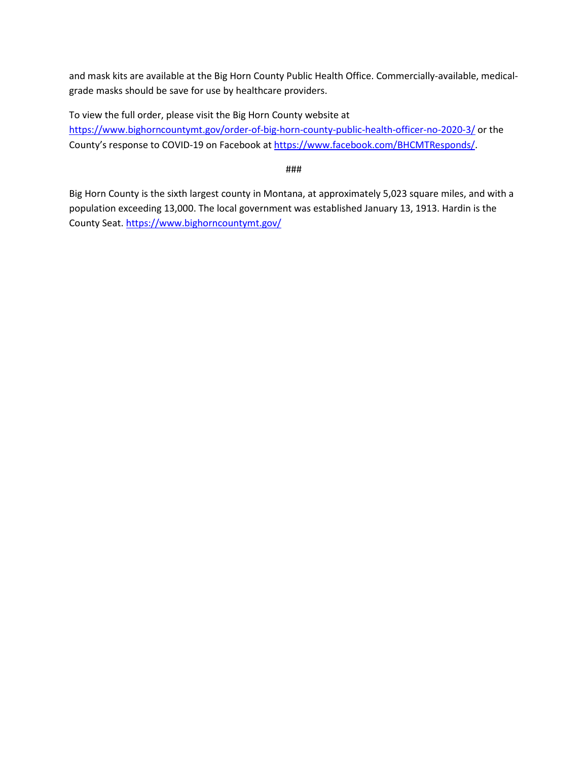and mask kits are available at the Big Horn County Public Health Office. Commercially-available, medical-grade masks should be save for use by healthcare providers.

To view the full order, please visit the Big Horn County website at https://www.bighorncountymt.gov/order-of-big-horn-county-public-health-officer-no-2020-3/ or the County's response to COVID-19 on Facebook at https://www.facebook.com/BHCMTResponds/.

###

Big Horn County is the sixth largest county in Montana, at approximately 5,023 square miles, and with a population exceeding 13,000. The local government was established January 13, 1913. Hardin is the County Seat. https://www.bighorncountymt.gov/